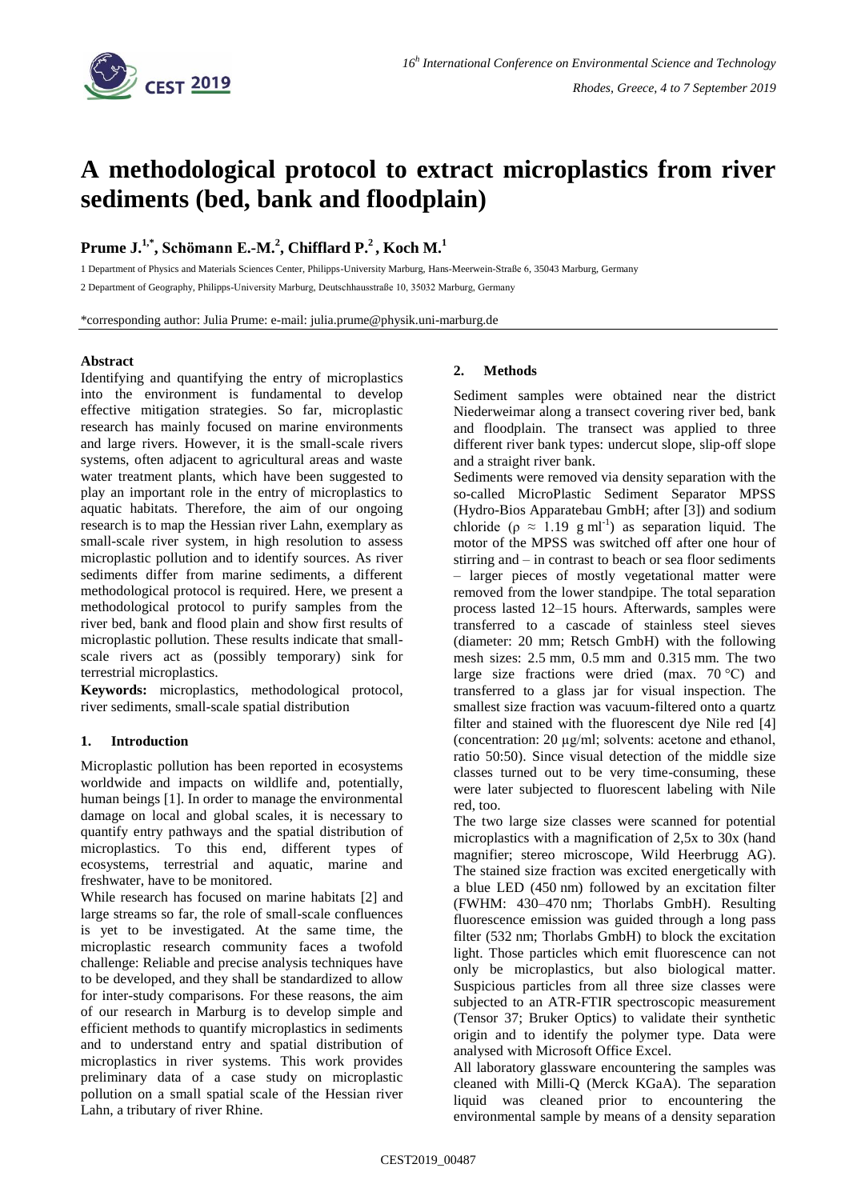# A methodological protocol to extract microplastics from river sediments (bed, bank and floodplain)

**Prume J.[1,*], Schömann E.-M.[2], Chifflard P.[2], Koch M.[1]**

1 Department of Physics and Materials Sciences Center, Philipps-University Marburg, Hans-Meerwein-Straße 6, 35043 Marburg, Germany

2 Department of Geography, Philipps-University Marburg, Deutschhausstraße 10, 35032 Marburg, Germany

*corresponding author: Julia Prume: e-mail: julia.prume@physik.uni-marburg.de

### Abstract

Identifying and quantifying the entry of microplastics into the environment is fundamental to develop effective mitigation strategies. So far, microplastic research has mainly focused on marine environments and large rivers. However, it is the small-scale rivers systems, often adjacent to agricultural areas and waste water treatment plants, which have been suggested to play an important role in the entry of microplastics to aquatic habitats. Therefore, the aim of our ongoing research is to map the Hessian river Lahn, exemplary as small-scale river system, in high resolution to assess microplastic pollution and to identify sources. As river sediments differ from marine sediments, a different methodological protocol is required. Here, we present a methodological protocol to purify samples from the river bed, bank and flood plain and show first results of microplastic pollution. These results indicate that small-scale rivers act as (possibly temporary) sink for terrestrial microplastics.

**Keywords:** microplastics, methodological protocol, river sediments, small-scale spatial distribution

## 1. Introduction

Microplastic pollution has been reported in ecosystems worldwide and impacts on wildlife and, potentially, human beings [1]. In order to manage the environmental damage on local and global scales, it is necessary to quantify entry pathways and the spatial distribution of microplastics. To this end, different types of ecosystems, terrestrial and aquatic, marine and freshwater, have to be monitored.

While research has focused on marine habitats [2] and large streams so far, the role of small-scale confluences is yet to be investigated. At the same time, the microplastic research community faces a twofold challenge: Reliable and precise analysis techniques have to be developed, and they shall be standardized to allow for inter-study comparisons. For these reasons, the aim of our research in Marburg is to develop simple and efficient methods to quantify microplastics in sediments and to understand entry and spatial distribution of microplastics in river systems. This work provides preliminary data of a case study on microplastic pollution on a small spatial scale of the Hessian river Lahn, a tributary of river Rhine.

## 2. Methods

Sediment samples were obtained near the district Niederweimar along a transect covering river bed, bank and floodplain. The transect was applied to three different river bank types: undercut slope, slip-off slope and a straight river bank.

Sediments were removed via density separation with the so-called MicroPlastic Sediment Separator MPSS (Hydro-Bios Apparatebau GmbH; after [3]) and sodium chloride ($\rho \approx 1.19$ g ml$^{-1}$) as separation liquid. The motor of the MPSS was switched off after one hour of stirring and – in contrast to beach or sea floor sediments – larger pieces of mostly vegetational matter were removed from the lower standpipe. The total separation process lasted 12–15 hours. Afterwards, samples were transferred to a cascade of stainless steel sieves (diameter: 20 mm; Retsch GmbH) with the following mesh sizes: 2.5 mm, 0.5 mm and 0.315 mm. The two large size fractions were dried (max. 70 °C) and transferred to a glass jar for visual inspection. The smallest size fraction was vacuum-filtered onto a quartz filter and stained with the fluorescent dye Nile red [4] (concentration: 20 µg/ml; solvents: acetone and ethanol, ratio 50:50). Since visual detection of the middle size classes turned out to be very time-consuming, these were later subjected to fluorescent labeling with Nile red, too.

The two large size classes were scanned for potential microplastics with a magnification of 2,5x to 30x (hand magnifier; stereo microscope, Wild Heerbrugg AG). The stained size fraction was excited energetically with a blue LED (450 nm) followed by an excitation filter (FWHM: 430–470 nm; Thorlabs GmbH). Resulting fluorescence emission was guided through a long pass filter (532 nm; Thorlabs GmbH) to block the excitation light. Those particles which emit fluorescence can not only be microplastics, but also biological matter. Suspicious particles from all three size classes were subjected to an ATR-FTIR spectroscopic measurement (Tensor 37; Bruker Optics) to validate their synthetic origin and to identify the polymer type. Data were analysed with Microsoft Office Excel.

All laboratory glassware encountering the samples was cleaned with Milli-Q (Merck KGaA). The separation liquid was cleaned prior to encountering the environmental sample by means of a density separation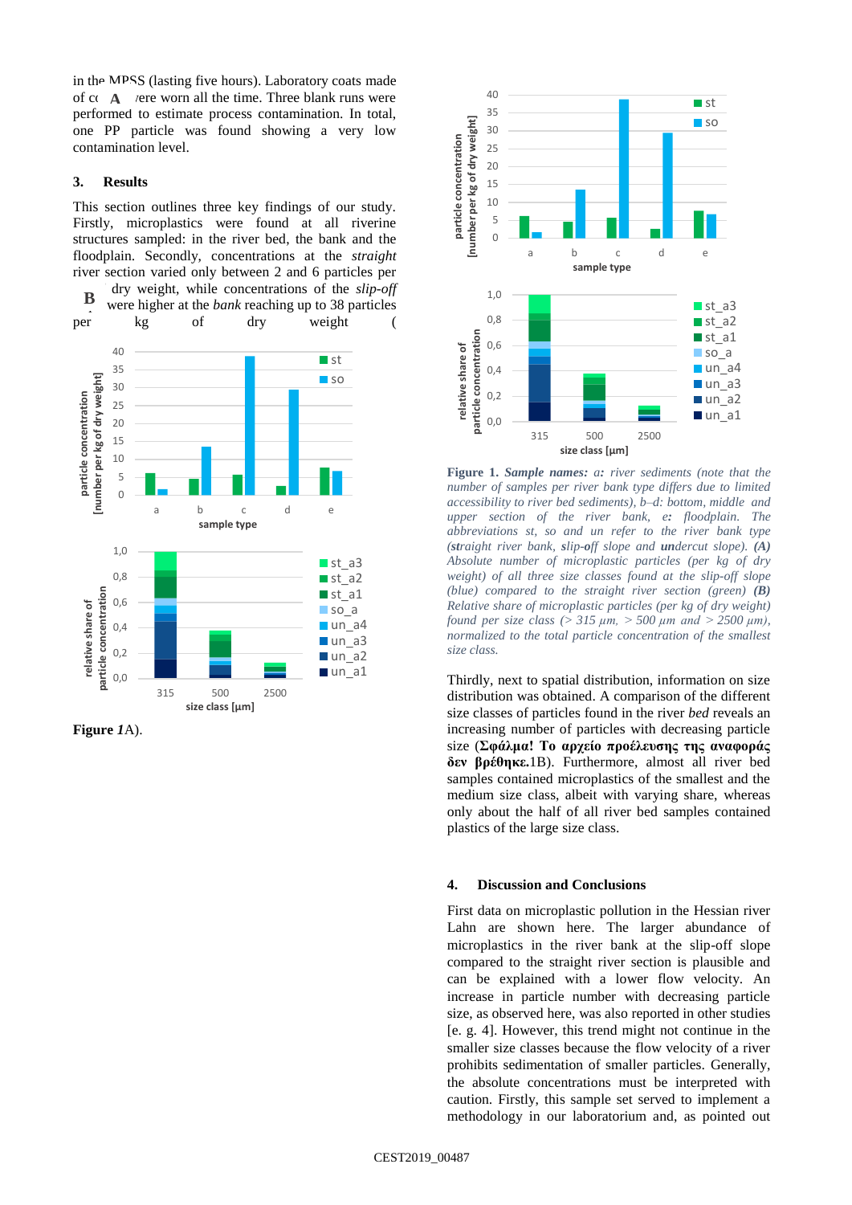in the MPSS (lasting five hours). Laboratory coats made of c A /ere worn all the time. Three blank runs were performed to estimate process contamination. In total, one PP particle was found showing a very low contamination level.

## 3. Results

This section outlines three key findings of our study. Firstly, microplastics were found at all riverine structures sampled: in the river bed, the bank and the floodplain. Secondly, concentrations at the *straight* river section varied only between 2 and 6 particles per B dry weight, while concentrations of the *slip-off* were higher at the *bank* reaching up to 38 particles per kg of dry weight (

**Figure 1**A).

**Figure 1.** ***Sample names:*** *a: river sediments (note that the number of samples per river bank type differs due to limited accessibility to river bed sediments), b–d: bottom, middle and upper section of the river bank, e: floodplain. The abbreviations st, so and un refer to the river bank type (**st**raight river bank, **s**lip-**o**ff slope and **un**dercut slope).* ***(A)*** *Absolute number of microplastic particles (per kg of dry weight) of all three size classes found at the slip-off slope (blue) compared to the straight river section (green)* ***(B)*** *Relative share of microplastic particles (per kg of dry weight) found per size class (> 315 µm, > 500 µm and > 2500 µm), normalized to the total particle concentration of the smallest size class.*

Thirdly, next to spatial distribution, information on size distribution was obtained. A comparison of the different size classes of particles found in the river *bed* reveals an increasing number of particles with decreasing particle size (**Σφάλμα! Το αρχείο προέλευσης της αναφοράς δεν βρέθηκε.**1B). Furthermore, almost all river bed samples contained microplastics of the smallest and the medium size class, albeit with varying share, whereas only about the half of all river bed samples contained plastics of the large size class.

## 4. Discussion and Conclusions

First data on microplastic pollution in the Hessian river Lahn are shown here. The larger abundance of microplastics in the river bank at the slip-off slope compared to the straight river section is plausible and can be explained with a lower flow velocity. An increase in particle number with decreasing particle size, as observed here, was also reported in other studies [e. g. 4]. However, this trend might not continue in the smaller size classes because the flow velocity of a river prohibits sedimentation of smaller particles. Generally, the absolute concentrations must be interpreted with caution. Firstly, this sample set served to implement a methodology in our laboratorium and, as pointed out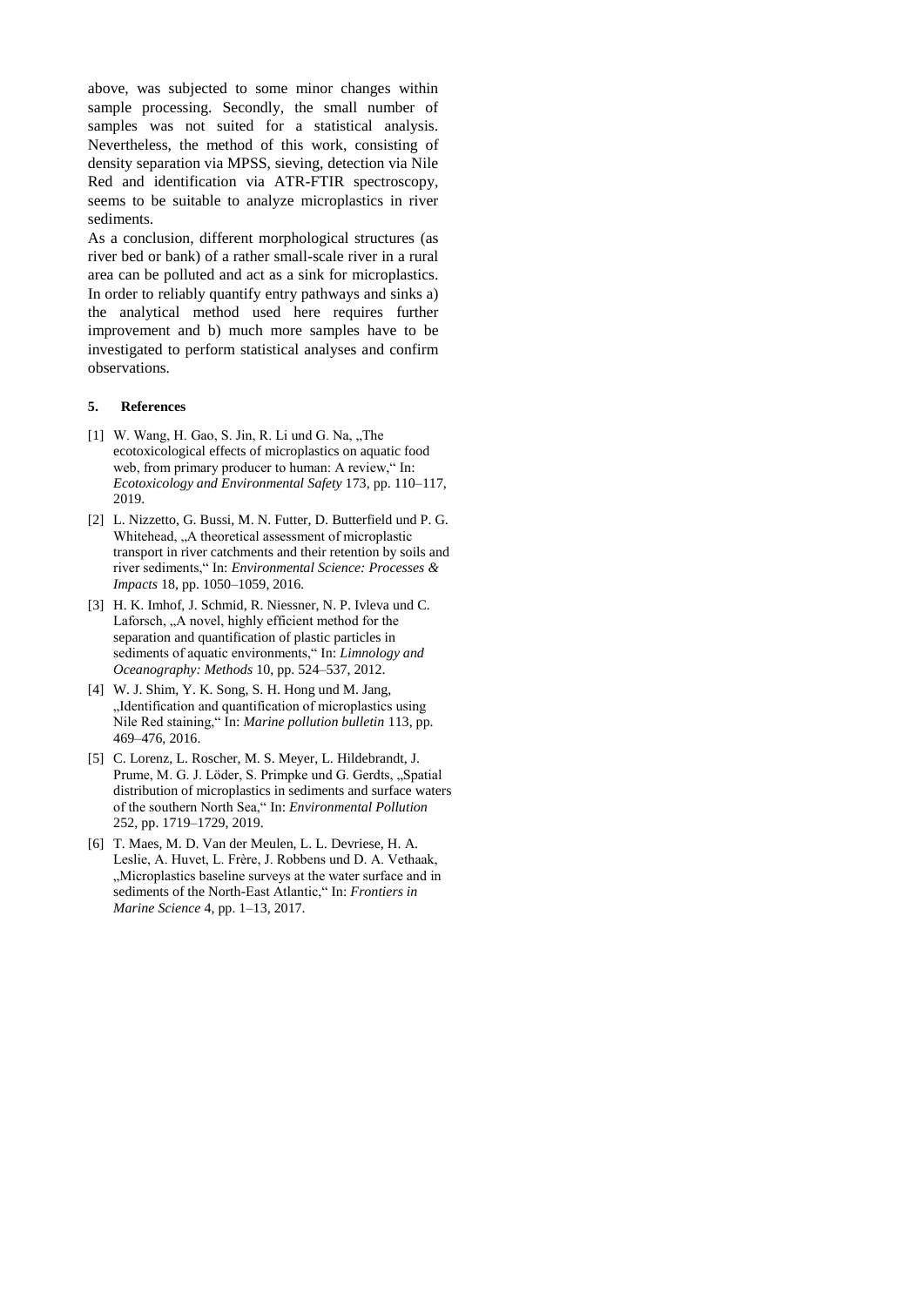above, was subjected to some minor changes within sample processing. Secondly, the small number of samples was not suited for a statistical analysis. Nevertheless, the method of this work, consisting of density separation via MPSS, sieving, detection via Nile Red and identification via ATR-FTIR spectroscopy, seems to be suitable to analyze microplastics in river sediments.

As a conclusion, different morphological structures (as river bed or bank) of a rather small-scale river in a rural area can be polluted and act as a sink for microplastics. In order to reliably quantify entry pathways and sinks a) the analytical method used here requires further improvement and b) much more samples have to be investigated to perform statistical analyses and confirm observations.

## 5. References

[1] W. Wang, H. Gao, S. Jin, R. Li und G. Na, „The ecotoxicological effects of microplastics on aquatic food web, from primary producer to human: A review," In: *Ecotoxicology and Environmental Safety* 173, pp. 110–117, 2019.

[2] L. Nizzetto, G. Bussi, M. N. Futter, D. Butterfield und P. G. Whitehead, „A theoretical assessment of microplastic transport in river catchments and their retention by soils and river sediments," In: *Environmental Science: Processes & Impacts* 18, pp. 1050–1059, 2016.

[3] H. K. Imhof, J. Schmid, R. Niessner, N. P. Ivleva und C. Laforsch, „A novel, highly efficient method for the separation and quantification of plastic particles in sediments of aquatic environments," In: *Limnology and Oceanography: Methods* 10, pp. 524–537, 2012.

[4] W. J. Shim, Y. K. Song, S. H. Hong und M. Jang, „Identification and quantification of microplastics using Nile Red staining," In: *Marine pollution bulletin* 113, pp. 469–476, 2016.

[5] C. Lorenz, L. Roscher, M. S. Meyer, L. Hildebrandt, J. Prume, M. G. J. Löder, S. Primpke und G. Gerdts, „Spatial distribution of microplastics in sediments and surface waters of the southern North Sea," In: *Environmental Pollution* 252, pp. 1719–1729, 2019.

[6] T. Maes, M. D. Van der Meulen, L. L. Devriese, H. A. Leslie, A. Huvet, L. Frère, J. Robbens und D. A. Vethaak, „Microplastics baseline surveys at the water surface and in sediments of the North-East Atlantic," In: *Frontiers in Marine Science* 4, pp. 1–13, 2017.